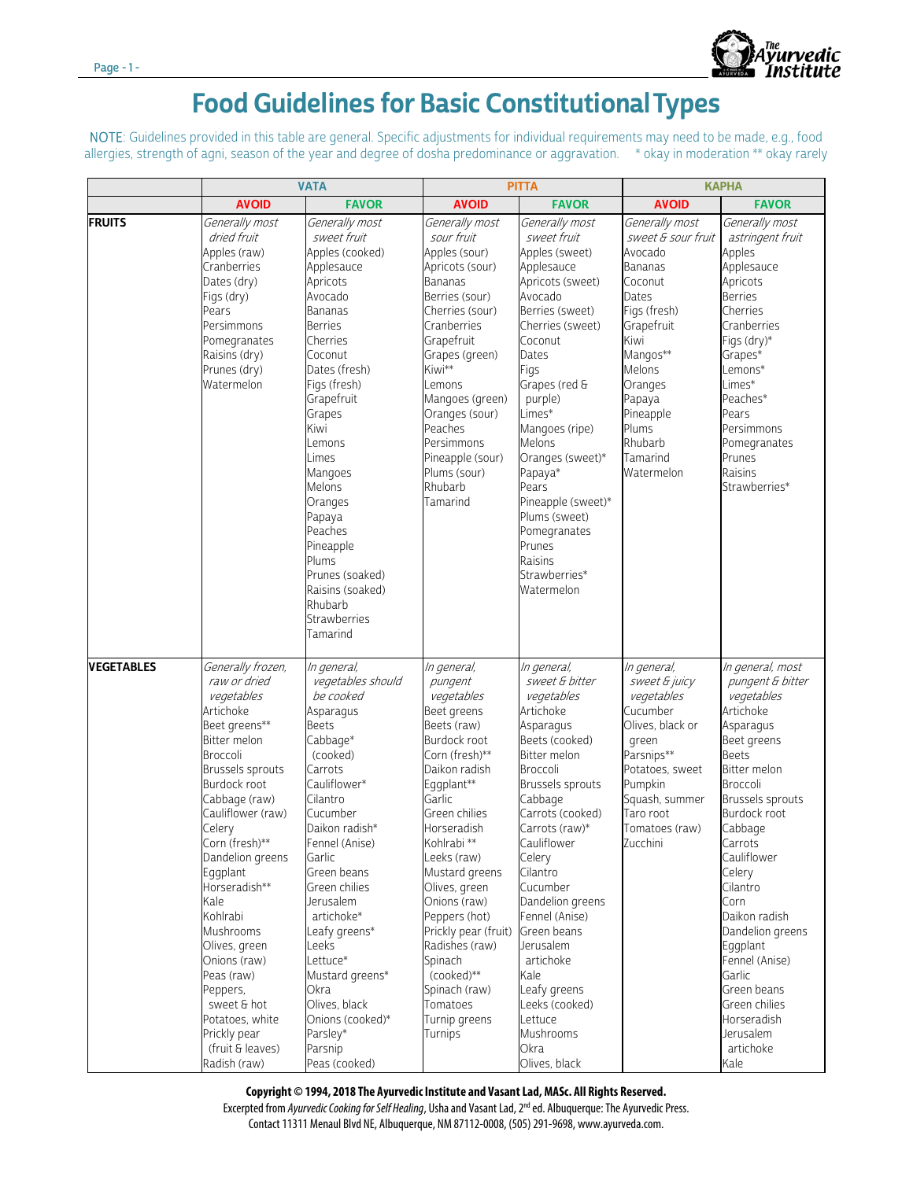# Food Guidelines for Basic Constitutional Types

NOTE: Guidelines provided in this table are general. Specific adjustments for individual requirements may need to be made, e.g., food allergies, strength of agni, season of the year and degree of dosha predominance or aggravation. * okay in moderation ** okay rarely

| | VATA | | PITTA | | KAPHA | |
|---|---|---|---|---|---|---|
| | AVOID | FAVOR | AVOID | FAVOR | AVOID | FAVOR |
| **FRUITS** | *Generally most dried fruit*<br>Apples (raw)<br>Cranberries<br>Dates (dry)<br>Figs (dry)<br>Pears<br>Persimmons<br>Pomegranates<br>Raisins (dry)<br>Prunes (dry)<br>Watermelon | *Generally most sweet fruit*<br>Apples (cooked)<br>Applesauce<br>Apricots<br>Avocado<br>Bananas<br>Berries<br>Cherries<br>Coconut<br>Dates (fresh)<br>Figs (fresh)<br>Grapefruit<br>Grapes<br>Kiwi<br>Lemons<br>Limes<br>Mangoes<br>Melons<br>Oranges<br>Papaya<br>Peaches<br>Pineapple<br>Plums<br>Prunes (soaked)<br>Raisins (soaked)<br>Rhubarb<br>Strawberries<br>Tamarind | *Generally most sour fruit*<br>Apples (sour)<br>Apricots (sour)<br>Bananas<br>Berries (sour)<br>Cherries (sour)<br>Cranberries<br>Grapefruit<br>Grapes (green)<br>Kiwi**<br>Lemons<br>Mangoes (green)<br>Oranges (sour)<br>Peaches<br>Persimmons<br>Pineapple (sour)<br>Plums (sour)<br>Rhubarb<br>Tamarind | *Generally most sweet fruit*<br>Apples (sweet)<br>Applesauce<br>Apricots (sweet)<br>Avocado<br>Berries (sweet)<br>Cherries (sweet)<br>Coconut<br>Dates<br>Figs<br>Grapes (red & purple)<br>Limes*<br>Mangoes (ripe)<br>Melons<br>Oranges (sweet)*<br>Papaya*<br>Pears<br>Pineapple (sweet)*<br>Plums (sweet)<br>Pomegranates<br>Prunes<br>Raisins<br>Strawberries*<br>Watermelon | *Generally most sweet & sour fruit*<br>Avocado<br>Bananas<br>Coconut<br>Dates<br>Figs (fresh)<br>Grapefruit<br>Kiwi<br>Mangos**<br>Melons<br>Oranges<br>Papaya<br>Pineapple<br>Plums<br>Rhubarb<br>Tamarind<br>Watermelon | *Generally most astringent fruit*<br>Apples<br>Applesauce<br>Apricots<br>Berries<br>Cherries<br>Cranberries<br>Figs (dry)*<br>Grapes*<br>Lemons*<br>Limes*<br>Peaches*<br>Pears<br>Persimmons<br>Pomegranates<br>Prunes<br>Raisins<br>Strawberries* |
| **VEGETABLES** | *Generally frozen, raw or dried vegetables*<br>Artichoke<br>Beet greens**<br>Bitter melon<br>Broccoli<br>Brussels sprouts<br>Burdock root<br>Cabbage (raw)<br>Cauliflower (raw)<br>Celery<br>Corn (fresh)**<br>Dandelion greens<br>Eggplant<br>Horseradish**<br>Kale<br>Kohlrabi<br>Mushrooms<br>Olives, green<br>Onions (raw)<br>Peas (raw)<br>Peppers, sweet & hot<br>Potatoes, white<br>Prickly pear (fruit & leaves)<br>Radish (raw) | *In general, vegetables should be cooked*<br>Asparagus<br>Beets<br>Cabbage* (cooked)<br>Carrots<br>Cauliflower*<br>Cilantro<br>Cucumber<br>Daikon radish*<br>Fennel (Anise)<br>Garlic<br>Green beans<br>Green chilies<br>Jerusalem artichoke*<br>Leafy greens*<br>Leeks<br>Lettuce*<br>Mustard greens*<br>Okra<br>Olives, black<br>Onions (cooked)*<br>Parsley*<br>Parsnip<br>Peas (cooked) | *In general, pungent vegetables*<br>Beet greens<br>Beets (raw)<br>Burdock root<br>Corn (fresh)**<br>Daikon radish<br>Eggplant**<br>Garlic<br>Green chilies<br>Horseradish<br>Kohlrabi **<br>Leeks (raw)<br>Mustard greens<br>Olives, green<br>Onions (raw)<br>Peppers (hot)<br>Prickly pear (fruit)<br>Radishes (raw)<br>Spinach (cooked)**<br>Spinach (raw)<br>Tomatoes<br>Turnip greens<br>Turnips | *In general, sweet & bitter vegetables*<br>Artichoke<br>Asparagus<br>Beets (cooked)<br>Bitter melon<br>Broccoli<br>Brussels sprouts<br>Cabbage<br>Carrots (cooked)<br>Carrots (raw)*<br>Cauliflower<br>Celery<br>Cilantro<br>Cucumber<br>Dandelion greens<br>Fennel (Anise)<br>Green beans<br>Jerusalem artichoke<br>Kale<br>Leafy greens<br>Leeks (cooked)<br>Lettuce<br>Mushrooms<br>Okra<br>Olives, black | *In general, sweet & juicy vegetables*<br>Cucumber<br>Olives, black or green<br>Parsnips**<br>Potatoes, sweet<br>Pumpkin<br>Squash, summer<br>Taro root<br>Tomatoes (raw)<br>Zucchini | *In general, most pungent & bitter vegetables*<br>Artichoke<br>Asparagus<br>Beet greens<br>Beets<br>Bitter melon<br>Broccoli<br>Brussels sprouts<br>Burdock root<br>Cabbage<br>Carrots<br>Cauliflower<br>Celery<br>Cilantro<br>Corn<br>Daikon radish<br>Dandelion greens<br>Eggplant<br>Fennel (Anise)<br>Garlic<br>Green beans<br>Green chilies<br>Horseradish<br>Jerusalem artichoke<br>Kale |

**Copyright © 1994, 2018 The Ayurvedic Institute and Vasant Lad, MASc. All Rights Reserved.**
Excerpted from *Ayurvedic Cooking for Self Healing*, Usha and Vasant Lad, 2nd ed. Albuquerque: The Ayurvedic Press.
Contact 11311 Menaul Blvd NE, Albuquerque, NM 87112-0008, (505) 291-9698, www.ayurveda.com.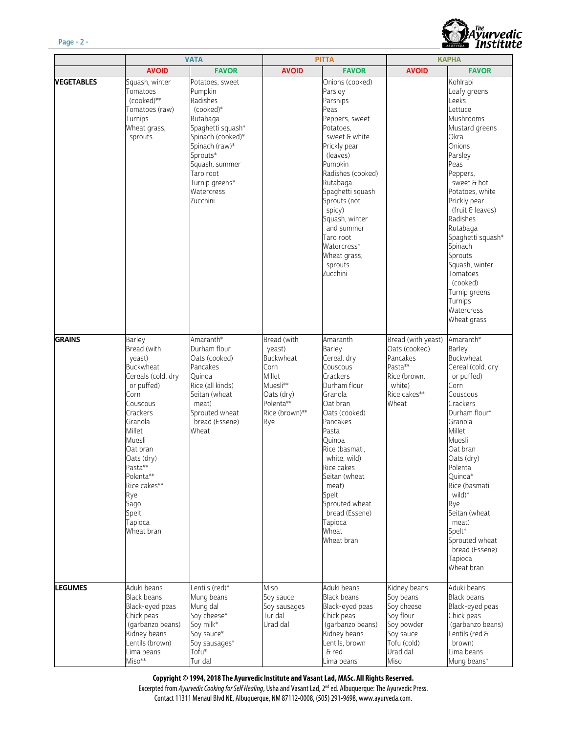| | VATA | | PITTA | | KAPHA | |
|---|---|---|---|---|---|---|
| | **AVOID** | **FAVOR** | **AVOID** | **FAVOR** | **AVOID** | **FAVOR** |
| **VEGETABLES** | Squash, winter<br>Tomatoes (cooked)**<br>Tomatoes (raw)<br>Turnips<br>Wheat grass, sprouts | Potatoes, sweet<br>Pumpkin<br>Radishes (cooked)*<br>Rutabaga<br>Spaghetti squash*<br>Spinach (cooked)*<br>Spinach (raw)*<br>Sprouts*<br>Squash, summer<br>Taro root<br>Turnip greens*<br>Watercress<br>Zucchini | | Onions (cooked)<br>Parsley<br>Parsnips<br>Peas<br>Peppers, sweet<br>Potatoes, sweet & white<br>Prickly pear (leaves)<br>Pumpkin<br>Radishes (cooked)<br>Rutabaga<br>Spaghetti squash<br>Sprouts (not spicy)<br>Squash, winter and summer<br>Taro root<br>Watercress*<br>Wheat grass, sprouts<br>Zucchini | | Kohlrabi<br>Leafy greens<br>Leeks<br>Lettuce<br>Mushrooms<br>Mustard greens<br>Okra<br>Onions<br>Parsley<br>Peas<br>Peppers, sweet & hot<br>Potatoes, white<br>Prickly pear (fruit & leaves)<br>Radishes<br>Rutabaga<br>Spaghetti squash*<br>Spinach<br>Sprouts<br>Squash, winter<br>Tomatoes (cooked)<br>Turnip greens<br>Turnips<br>Watercress<br>Wheat grass |
| **GRAINS** | Barley<br>Bread (with yeast)<br>Buckwheat<br>Cereals (cold, dry or puffed)<br>Corn<br>Couscous<br>Crackers<br>Granola<br>Millet<br>Muesli<br>Oat bran<br>Oats (dry)<br>Pasta**<br>Polenta**<br>Rice cakes**<br>Rye<br>Sago<br>Spelt<br>Tapioca<br>Wheat bran | Amaranth*<br>Durham flour<br>Oats (cooked)<br>Pancakes<br>Quinoa<br>Rice (all kinds)<br>Seitan (wheat meat)<br>Sprouted wheat bread (Essene)<br>Wheat | Bread (with yeast)<br>Buckwheat<br>Corn<br>Millet<br>Muesli**<br>Oats (dry)<br>Polenta**<br>Rice (brown)**<br>Rye | Amaranth<br>Barley<br>Cereal, dry<br>Couscous<br>Crackers<br>Durham flour<br>Granola<br>Oat bran<br>Oats (cooked)<br>Pancakes<br>Pasta<br>Quinoa<br>Rice (basmati, white, wild)<br>Rice cakes<br>Seitan (wheat meat)<br>Spelt<br>Sprouted wheat bread (Essene)<br>Tapioca<br>Wheat<br>Wheat bran | Bread (with yeast)<br>Oats (cooked)<br>Pancakes<br>Pasta**<br>Rice (brown, white)<br>Rice cakes**<br>Wheat | Amaranth*<br>Barley<br>Buckwheat<br>Cereal (cold, dry or puffed)<br>Corn<br>Couscous<br>Crackers<br>Durham flour*<br>Granola<br>Millet<br>Muesli<br>Oat bran<br>Oats (dry)<br>Polenta<br>Quinoa*<br>Rice (basmati, wild)*<br>Rye<br>Seitan (wheat meat)<br>Spelt*<br>Sprouted wheat bread (Essene)<br>Tapioca<br>Wheat bran |
| **LEGUMES** | Aduki beans<br>Black beans<br>Black-eyed peas<br>Chick peas (garbanzo beans)<br>Kidney beans<br>Lentils (brown)<br>Lima beans<br>Miso** | Lentils (red)*<br>Mung beans<br>Mung dal<br>Soy cheese*<br>Soy milk*<br>Soy sauce*<br>Soy sausages*<br>Tofu*<br>Tur dal | Miso<br>Soy sauce<br>Soy sausages<br>Tur dal<br>Urad dal | Aduki beans<br>Black beans<br>Black-eyed peas<br>Chick peas (garbanzo beans)<br>Kidney beans<br>Lentils, brown & red<br>Lima beans | Kidney beans<br>Soy beans<br>Soy cheese<br>Soy flour<br>Soy powder<br>Soy sauce<br>Tofu (cold)<br>Urad dal<br>Miso | Aduki beans<br>Black beans<br>Black-eyed peas<br>Chick peas (garbanzo beans)<br>Lentils (red & brown)<br>Lima beans<br>Mung beans* |

**Copyright © 1994, 2018 The Ayurvedic Institute and Vasant Lad, MASc. All Rights Reserved.**
Excerpted from *Ayurvedic Cooking for Self Healing*, Usha and Vasant Lad, 2nd ed. Albuquerque: The Ayurvedic Press.
Contact 11311 Menaul Blvd NE, Albuquerque, NM 87112-0008, (505) 291-9698, www.ayurveda.com.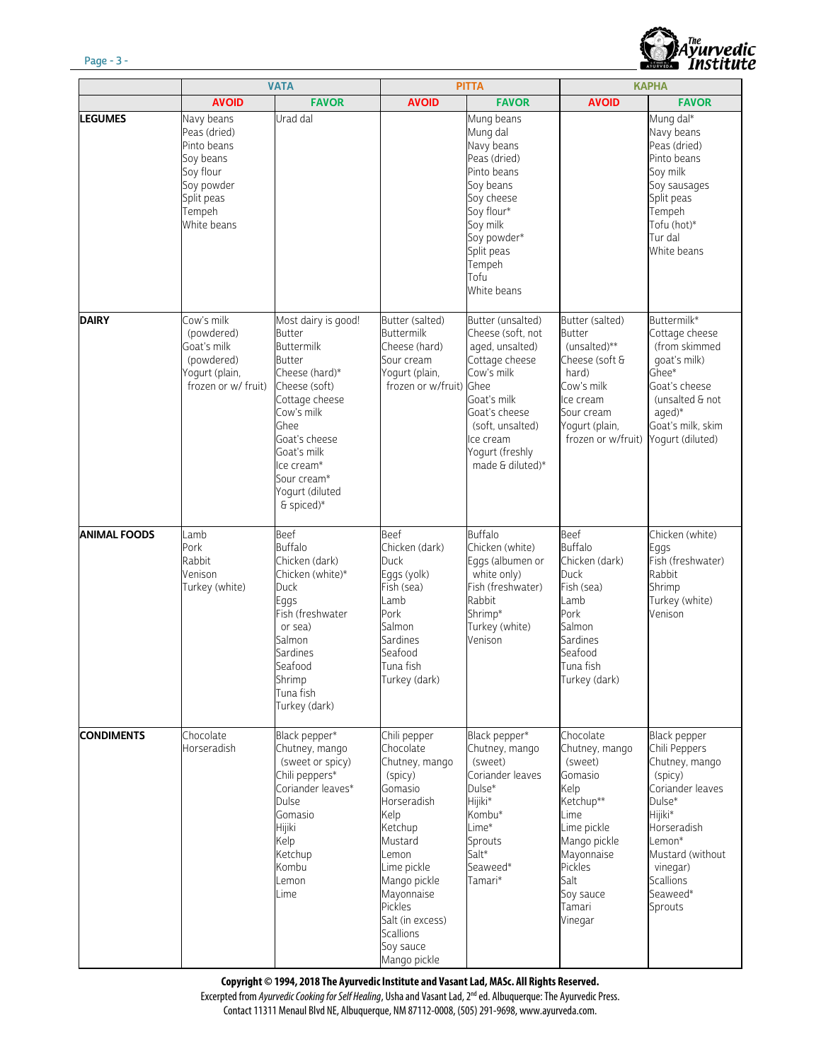| | VATA | | PITTA | | KAPHA | |
|---|---|---|---|---|---|---|
| | AVOID | FAVOR | AVOID | FAVOR | AVOID | FAVOR |
| **LEGUMES** | Navy beans<br>Peas (dried)<br>Pinto beans<br>Soy beans<br>Soy flour<br>Soy powder<br>Split peas<br>Tempeh<br>White beans | Urad dal | | Mung beans<br>Mung dal<br>Navy beans<br>Peas (dried)<br>Pinto beans<br>Soy beans<br>Soy cheese<br>Soy flour*<br>Soy milk<br>Soy powder*<br>Split peas<br>Tempeh<br>Tofu<br>White beans | | Mung dal*<br>Navy beans<br>Peas (dried)<br>Pinto beans<br>Soy milk<br>Soy sausages<br>Split peas<br>Tempeh<br>Tofu (hot)*<br>Tur dal<br>White beans |
| **DAIRY** | Cow's milk (powdered)<br>Goat's milk (powdered)<br>Yogurt (plain, frozen or w/ fruit) | Most dairy is good!<br>Butter<br>Buttermilk<br>Butter<br>Cheese (hard)*<br>Cheese (soft)<br>Cottage cheese<br>Cow's milk<br>Ghee<br>Goat's cheese<br>Goat's milk<br>Ice cream*<br>Sour cream*<br>Yogurt (diluted & spiced)* | Butter (salted)<br>Buttermilk<br>Cheese (hard)<br>Sour cream<br>Yogurt (plain, frozen or w/fruit) | Butter (unsalted)<br>Cheese (soft, not aged, unsalted)<br>Cottage cheese<br>Cow's milk<br>Ghee<br>Goat's milk<br>Goat's cheese (soft, unsalted)<br>Ice cream<br>Yogurt (freshly made & diluted)* | Butter (salted)<br>Butter (unsalted)**<br>Cheese (soft & hard)<br>Cow's milk<br>Ice cream<br>Sour cream<br>Yogurt (plain, frozen or w/fruit) | Buttermilk*<br>Cottage cheese (from skimmed goat's milk)<br>Ghee*<br>Goat's cheese (unsalted & not aged)*<br>Goat's milk, skim<br>Yogurt (diluted) |
| **ANIMAL FOODS** | Lamb<br>Pork<br>Rabbit<br>Venison<br>Turkey (white) | Beef<br>Buffalo<br>Chicken (dark)<br>Chicken (white)*<br>Duck<br>Eggs<br>Fish (freshwater or sea)<br>Salmon<br>Sardines<br>Seafood<br>Shrimp<br>Tuna fish<br>Turkey (dark) | Beef<br>Chicken (dark)<br>Duck<br>Eggs (yolk)<br>Fish (sea)<br>Lamb<br>Pork<br>Salmon<br>Sardines<br>Seafood<br>Tuna fish<br>Turkey (dark) | Buffalo<br>Chicken (white)<br>Eggs (albumen or white only)<br>Fish (freshwater)<br>Rabbit<br>Shrimp*<br>Turkey (white)<br>Venison | Beef<br>Buffalo<br>Chicken (dark)<br>Duck<br>Fish (sea)<br>Lamb<br>Pork<br>Salmon<br>Sardines<br>Seafood<br>Tuna fish<br>Turkey (dark) | Chicken (white)<br>Eggs<br>Fish (freshwater)<br>Rabbit<br>Shrimp<br>Turkey (white)<br>Venison |
| **CONDIMENTS** | Chocolate<br>Horseradish | Black pepper*<br>Chutney, mango (sweet or spicy)<br>Chili peppers*<br>Coriander leaves*<br>Dulse<br>Gomasio<br>Hijiki<br>Kelp<br>Ketchup<br>Kombu<br>Lemon<br>Lime | Chili pepper<br>Chocolate<br>Chutney, mango (spicy)<br>Gomasio<br>Horseradish<br>Kelp<br>Ketchup<br>Mustard<br>Lemon<br>Lime pickle<br>Mango pickle<br>Mayonnaise<br>Pickles<br>Salt (in excess)<br>Scallions<br>Soy sauce<br>Mango pickle | Black pepper*<br>Chutney, mango (sweet)<br>Coriander leaves<br>Dulse*<br>Hijiki*<br>Kombu*<br>Lime*<br>Sprouts<br>Salt*<br>Seaweed*<br>Tamari* | Chocolate<br>Chutney, mango (sweet)<br>Gomasio<br>Kelp<br>Ketchup**<br>Lime<br>Lime pickle<br>Mango pickle<br>Mayonnaise<br>Pickles<br>Salt<br>Soy sauce<br>Tamari<br>Vinegar | Black pepper<br>Chili Peppers<br>Chutney, mango (spicy)<br>Coriander leaves<br>Dulse*<br>Hijiki*<br>Horseradish<br>Lemon*<br>Mustard (without vinegar)<br>Scallions<br>Seaweed*<br>Sprouts |

**Copyright © 1994, 2018 The Ayurvedic Institute and Vasant Lad, MASc. All Rights Reserved.**
Excerpted from *Ayurvedic Cooking for Self Healing*, Usha and Vasant Lad, 2nd ed. Albuquerque: The Ayurvedic Press.
Contact 11311 Menaul Blvd NE, Albuquerque, NM 87112-0008, (505) 291-9698, www.ayurveda.com.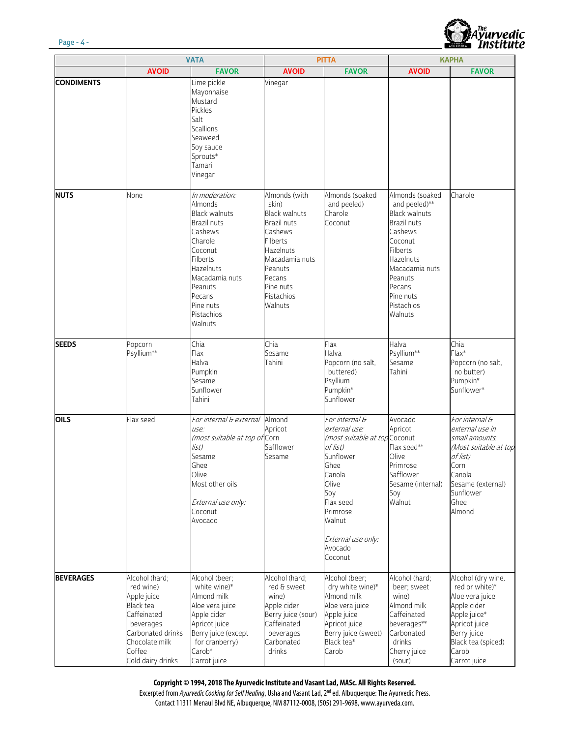| | VATA | | PITTA | | KAPHA | |
|---|---|---|---|---|---|---|
| | **AVOID** | **FAVOR** | **AVOID** | **FAVOR** | **AVOID** | **FAVOR** |
| **CONDIMENTS** | | Lime pickle<br>Mayonnaise<br>Mustard<br>Pickles<br>Salt<br>Scallions<br>Seaweed<br>Soy sauce<br>Sprouts*<br>Tamari<br>Vinegar | Vinegar | | | |
| **NUTS** | None | *In moderation:*<br>Almonds<br>Black walnuts<br>Brazil nuts<br>Cashews<br>Charole<br>Coconut<br>Filberts<br>Hazelnuts<br>Macadamia nuts<br>Peanuts<br>Pecans<br>Pine nuts<br>Pistachios<br>Walnuts | Almonds (with skin)<br>Black walnuts<br>Brazil nuts<br>Cashews<br>Filberts<br>Hazelnuts<br>Macadamia nuts<br>Peanuts<br>Pecans<br>Pine nuts<br>Pistachios<br>Walnuts | Almonds (soaked and peeled)<br>Charole<br>Coconut | Almonds (soaked and peeled)**<br>Black walnuts<br>Brazil nuts<br>Cashews<br>Coconut<br>Filberts<br>Hazelnuts<br>Macadamia nuts<br>Peanuts<br>Pecans<br>Pine nuts<br>Pistachios<br>Walnuts | Charole |
| **SEEDS** | Popcorn<br>Psyllium** | Chia<br>Flax<br>Halva<br>Pumpkin<br>Sesame<br>Sunflower<br>Tahini | Chia<br>Sesame<br>Tahini | Flax<br>Halva<br>Popcorn (no salt, buttered)<br>Psyllium<br>Pumpkin*<br>Sunflower | Halva<br>Psyllium**<br>Sesame<br>Tahini | Chia<br>Flax*<br>Popcorn (no salt, no butter)<br>Pumpkin*<br>Sunflower* |
| **OILS** | Flax seed | *For internal & external use:*<br>*(most suitable at top of list)*<br>Sesame<br>Ghee<br>Olive<br>Most other oils<br><br>*External use only:*<br>Coconut<br>Avocado | Almond<br>Apricot<br>Corn<br>Safflower<br>Sesame | *For internal & external use:*<br>*(most suitable at top of list)*<br>Sunflower<br>Ghee<br>Canola<br>Olive<br>Soy<br>Flax seed<br>Primrose<br>Walnut<br><br>*External use only:*<br>Avocado<br>Coconut | Avocado<br>Apricot<br>Coconut<br>Flax seed**<br>Olive<br>Primrose<br>Safflower<br>Sesame (internal)<br>Soy<br>Walnut | *For internal & external use in small amounts:*<br>*(Most suitable at top of list)*<br>Corn<br>Canola<br>Sesame (external)<br>Sunflower<br>Ghee<br>Almond |
| **BEVERAGES** | Alcohol (hard; red wine)<br>Apple juice<br>Black tea<br>Caffeinated beverages<br>Carbonated drinks<br>Chocolate milk<br>Coffee<br>Cold dairy drinks | Alcohol (beer; white wine)*<br>Almond milk<br>Aloe vera juice<br>Apple cider<br>Apricot juice<br>Berry juice (except for cranberry)<br>Carob*<br>Carrot juice | Alcohol (hard; red & sweet wine)<br>Apple cider<br>Berry juice (sour)<br>Caffeinated beverages<br>Carbonated drinks | Alcohol (beer; dry white wine)*<br>Almond milk<br>Aloe vera juice<br>Apple juice<br>Apricot juice<br>Berry juice (sweet)<br>Black tea*<br>Carob | Alcohol (hard; beer; sweet wine)<br>Almond milk<br>Caffeinated beverages**<br>Carbonated drinks<br>Cherry juice (sour) | Alcohol (dry wine, red or white)*<br>Aloe vera juice<br>Apple cider<br>Apple juice*<br>Apricot juice<br>Berry juice<br>Black tea (spiced)<br>Carob<br>Carrot juice |

**Copyright © 1994, 2018 The Ayurvedic Institute and Vasant Lad, MASc. All Rights Reserved.**
Excerpted from *Ayurvedic Cooking for Self Healing*, Usha and Vasant Lad, 2nd ed. Albuquerque: The Ayurvedic Press.
Contact 11311 Menaul Blvd NE, Albuquerque, NM 87112-0008, (505) 291-9698, www.ayurveda.com.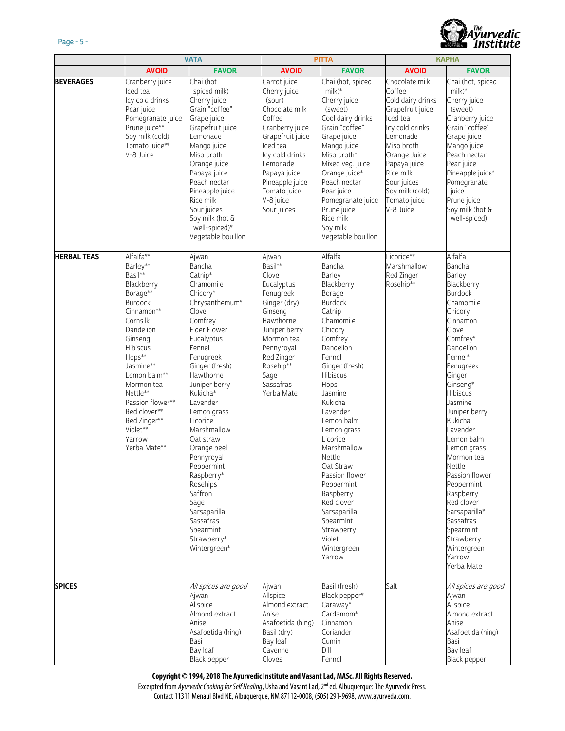| | VATA | | PITTA | | KAPHA | |
|---|---|---|---|---|---|---|
| | **AVOID** | **FAVOR** | **AVOID** | **FAVOR** | **AVOID** | **FAVOR** |
| **BEVERAGES** | Cranberry juice<br>Iced tea<br>Icy cold drinks<br>Pear juice<br>Pomegranate juice<br>Prune juice**<br>Soy milk (cold)<br>Tomato juice**<br>V-8 Juice | Chai (hot spiced milk)<br>Cherry juice<br>Grain "coffee"<br>Grape juice<br>Grapefruit juice<br>Lemonade<br>Mango juice<br>Miso broth<br>Orange juice<br>Papaya juice<br>Peach nectar<br>Pineapple juice<br>Rice milk<br>Sour juices<br>Soy milk (hot & well-spiced)*<br>Vegetable bouillon | Carrot juice<br>Cherry juice (sour)<br>Chocolate milk<br>Coffee<br>Cranberry juice<br>Grapefruit juice<br>Iced tea<br>Icy cold drinks<br>Lemonade<br>Papaya juice<br>Pineapple juice<br>Tomato juice<br>V-8 juice<br>Sour juices | Chai (hot, spiced milk)*<br>Cherry juice (sweet)<br>Cool dairy drinks<br>Grain "coffee"<br>Grape juice<br>Mango juice<br>Miso broth*<br>Mixed veg. juice<br>Orange juice*<br>Peach nectar<br>Pear juice<br>Pomegranate juice<br>Prune juice<br>Rice milk<br>Soy milk<br>Vegetable bouillon | Chocolate milk<br>Coffee<br>Cold dairy drinks<br>Grapefruit juice<br>Iced tea<br>Icy cold drinks<br>Lemonade<br>Miso broth<br>Orange Juice<br>Papaya juice<br>Rice milk<br>Sour juices<br>Soy milk (cold)<br>Tomato juice<br>V-8 Juice | Chai (hot, spiced milk)*<br>Cherry juice (sweet)<br>Cranberry juice<br>Grain "coffee"<br>Grape juice<br>Mango juice<br>Peach nectar<br>Pear juice<br>Pineapple juice*<br>Pomegranate juice<br>Prune juice<br>Soy milk (hot & well-spiced) |
| **HERBAL TEAS** | Alfalfa**<br>Barley**<br>Basil**<br>Blackberry<br>Borage**<br>Burdock<br>Cinnamon**<br>Cornsilk<br>Dandelion<br>Ginseng<br>Hibiscus<br>Hops**<br>Jasmine**<br>Lemon balm**<br>Mormon tea<br>Nettle**<br>Passion flower**<br>Red clover**<br>Red Zinger**<br>Violet**<br>Yarrow<br>Yerba Mate** | Ajwan<br>Bancha<br>Catnip*<br>Chamomile<br>Chicory*<br>Chrysanthemum*<br>Clove<br>Comfrey<br>Elder Flower<br>Eucalyptus<br>Fennel<br>Fenugreek<br>Ginger (fresh)<br>Hawthorne<br>Juniper berry<br>Kukicha*<br>Lavender<br>Lemon grass<br>Licorice<br>Marshmallow<br>Oat straw<br>Orange peel<br>Pennyroyal<br>Peppermint<br>Raspberry*<br>Rosehips<br>Saffron<br>Sage<br>Sarsaparilla<br>Sassafras<br>Spearmint<br>Strawberry*<br>Wintergreen* | Ajwan<br>Basil**<br>Clove<br>Eucalyptus<br>Fenugreek<br>Ginger (dry)<br>Ginseng<br>Hawthorne<br>Juniper berry<br>Mormon tea<br>Pennyroyal<br>Red Zinger<br>Rosehip**<br>Sage<br>Sassafras<br>Yerba Mate | Alfalfa<br>Bancha<br>Barley<br>Blackberry<br>Borage<br>Burdock<br>Catnip<br>Chamomile<br>Chicory<br>Comfrey<br>Dandelion<br>Fennel<br>Ginger (fresh)<br>Hibiscus<br>Hops<br>Jasmine<br>Kukicha<br>Lavender<br>Lemon balm<br>Lemon grass<br>Licorice<br>Marshmallow<br>Nettle<br>Oat Straw<br>Passion flower<br>Peppermint<br>Raspberry<br>Red clover<br>Sarsaparilla<br>Spearmint<br>Strawberry<br>Violet<br>Wintergreen<br>Yarrow | Licorice**<br>Marshmallow<br>Red Zinger<br>Rosehip** | Alfalfa<br>Bancha<br>Barley<br>Blackberry<br>Burdock<br>Chamomile<br>Chicory<br>Cinnamon<br>Clove<br>Comfrey*<br>Dandelion<br>Fennel*<br>Fenugreek<br>Ginger<br>Ginseng*<br>Hibiscus<br>Jasmine<br>Juniper berry<br>Kukicha<br>Lavender<br>Lemon balm<br>Lemon grass<br>Mormon tea<br>Nettle<br>Passion flower<br>Peppermint<br>Raspberry<br>Red clover<br>Sarsaparilla*<br>Sassafras<br>Spearmint<br>Strawberry<br>Wintergreen<br>Yarrow<br>Yerba Mate |
| **SPICES** | | *All spices are good*<br>Ajwan<br>Allspice<br>Almond extract<br>Anise<br>Asafoetida (hing)<br>Basil<br>Bay leaf<br>Black pepper | Ajwan<br>Allspice<br>Almond extract<br>Anise<br>Asafoetida (hing)<br>Basil (dry)<br>Bay leaf<br>Cayenne<br>Cloves | Basil (fresh)<br>Black pepper*<br>Caraway*<br>Cardamom*<br>Cinnamon<br>Coriander<br>Cumin<br>Dill<br>Fennel | Salt | *All spices are good*<br>Ajwan<br>Allspice<br>Almond extract<br>Anise<br>Asafoetida (hing)<br>Basil<br>Bay leaf<br>Black pepper |

**Copyright © 1994, 2018 The Ayurvedic Institute and Vasant Lad, MASc. All Rights Reserved.**
Excerpted from *Ayurvedic Cooking for Self Healing*, Usha and Vasant Lad, 2nd ed. Albuquerque: The Ayurvedic Press.
Contact 11311 Menaul Blvd NE, Albuquerque, NM 87112-0008, (505) 291-9698, www.ayurveda.com.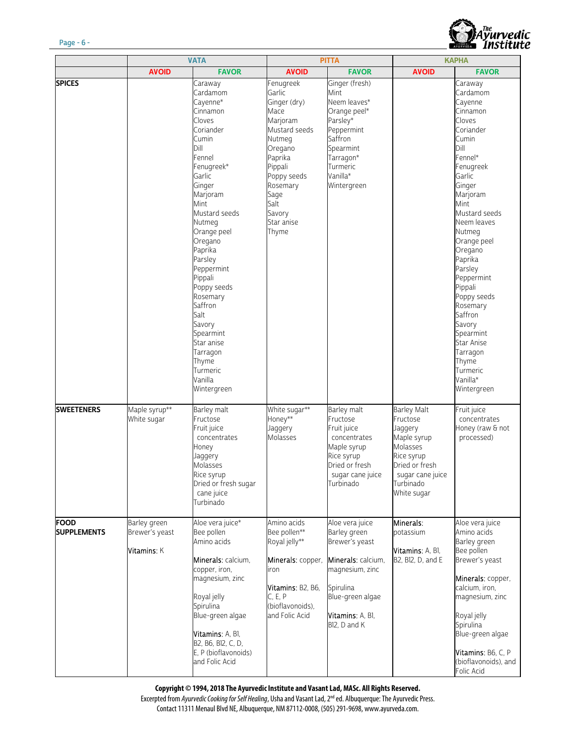| | VATA | | PITTA | | KAPHA | |
|---|---|---|---|---|---|---|
| | **AVOID** | **FAVOR** | **AVOID** | **FAVOR** | **AVOID** | **FAVOR** |
| **SPICES** | | Caraway<br>Cardamom<br>Cayenne*<br>Cinnamon<br>Cloves<br>Coriander<br>Cumin<br>Dill<br>Fennel<br>Fenugreek*<br>Garlic<br>Ginger<br>Marjoram<br>Mint<br>Mustard seeds<br>Nutmeg<br>Orange peel<br>Oregano<br>Paprika<br>Parsley<br>Peppermint<br>Pippali<br>Poppy seeds<br>Rosemary<br>Saffron<br>Salt<br>Savory<br>Spearmint<br>Star anise<br>Tarragon<br>Thyme<br>Turmeric<br>Vanilla<br>Wintergreen | Fenugreek<br>Garlic<br>Ginger (dry)<br>Mace<br>Marjoram<br>Mustard seeds<br>Nutmeg<br>Oregano<br>Paprika<br>Pippali<br>Poppy seeds<br>Rosemary<br>Sage<br>Salt<br>Savory<br>Star anise<br>Thyme | Ginger (fresh)<br>Mint<br>Neem leaves*<br>Orange peel*<br>Parsley*<br>Peppermint<br>Saffron<br>Spearmint<br>Tarragon*<br>Turmeric<br>Vanilla*<br>Wintergreen | | Caraway<br>Cardamom<br>Cayenne<br>Cinnamon<br>Cloves<br>Coriander<br>Cumin<br>Dill<br>Fennel*<br>Fenugreek<br>Garlic<br>Ginger<br>Marjoram<br>Mint<br>Mustard seeds<br>Neem leaves<br>Nutmeg<br>Orange peel<br>Oregano<br>Paprika<br>Parsley<br>Peppermint<br>Pippali<br>Poppy seeds<br>Rosemary<br>Saffron<br>Savory<br>Spearmint<br>Star Anise<br>Tarragon<br>Thyme<br>Turmeric<br>Vanilla*<br>Wintergreen |
| **SWEETENERS** | Maple syrup**<br>White sugar | Barley malt<br>Fructose<br>Fruit juice concentrates<br>Honey<br>Jaggery<br>Molasses<br>Rice syrup<br>Dried or fresh sugar cane juice<br>Turbinado | White sugar**<br>Honey**<br>Jaggery<br>Molasses | Barley malt<br>Fructose<br>Fruit juice concentrates<br>Maple syrup<br>Rice syrup<br>Dried or fresh sugar cane juice<br>Turbinado | Barley Malt<br>Fructose<br>Jaggery<br>Maple syrup<br>Molasses<br>Rice syrup<br>Dried or fresh sugar cane juice<br>Turbinado<br>White sugar | Fruit juice concentrates<br>Honey (raw & not processed) |
| **FOOD SUPPLEMENTS** | Barley green<br>Brewer's yeast<br><br>**Vitamins**: K | Aloe vera juice*<br>Bee pollen<br>Amino acids<br><br>**Minerals**: calcium, copper, iron, magnesium, zinc<br><br>Royal jelly<br>Spirulina<br>Blue-green algae<br><br>**Vitamins**: A, B1, B2, B6, B12, C, D, E, P (bioflavonoids) and Folic Acid | Amino acids<br>Bee pollen**<br>Royal jelly**<br><br>**Minerals**: copper, iron<br><br>**Vitamins**: B2, B6, C, E, P (bioflavonoids), and Folic Acid | Aloe vera juice<br>Barley green<br>Brewer's yeast<br><br>**Minerals**: calcium, magnesium, zinc<br><br>Spirulina<br>Blue-green algae<br><br>**Vitamins**: A, B1, B12, D and K | **Minerals**: potassium<br><br>**Vitamins**: A, B1, B2, B12, D, and E | Aloe vera juice<br>Amino acids<br>Barley green<br>Bee pollen<br>Brewer's yeast<br><br>**Minerals**: copper, calcium, iron, magnesium, zinc<br><br>Royal jelly<br>Spirulina<br>Blue-green algae<br><br>**Vitamins**: B6, C, P (bioflavonoids), and Folic Acid |

**Copyright © 1994, 2018 The Ayurvedic Institute and Vasant Lad, MASc. All Rights Reserved.**
Excerpted from *Ayurvedic Cooking for Self Healing*, Usha and Vasant Lad, 2nd ed. Albuquerque: The Ayurvedic Press.
Contact 11311 Menaul Blvd NE, Albuquerque, NM 87112-0008, (505) 291-9698, www.ayurveda.com.